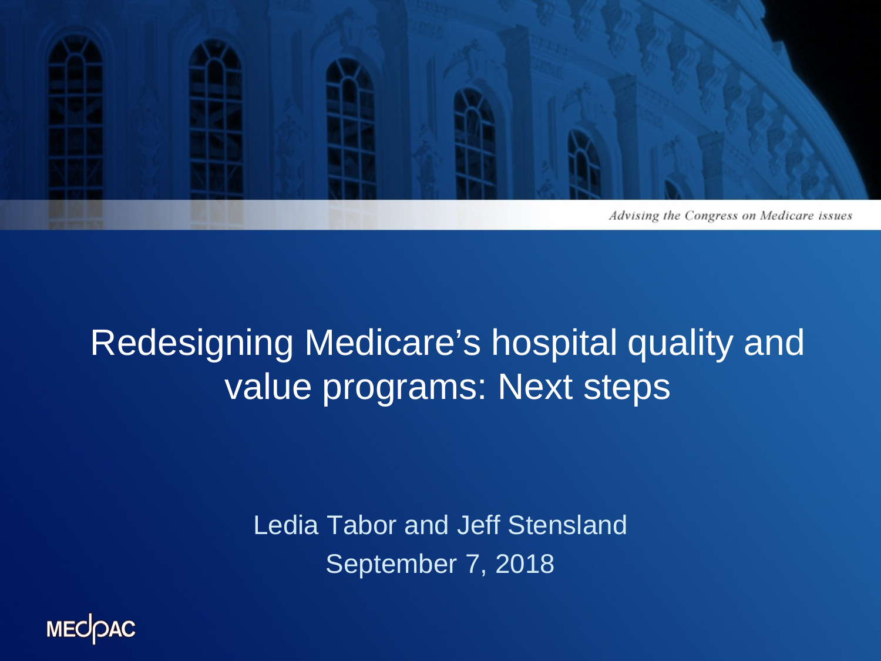*Advising the Congress on Medicare issues*

# Redesigning Medicare's hospital quality and value programs: Next steps

Ledia Tabor and Jeff Stensland

September 7, 2018

MEDPAC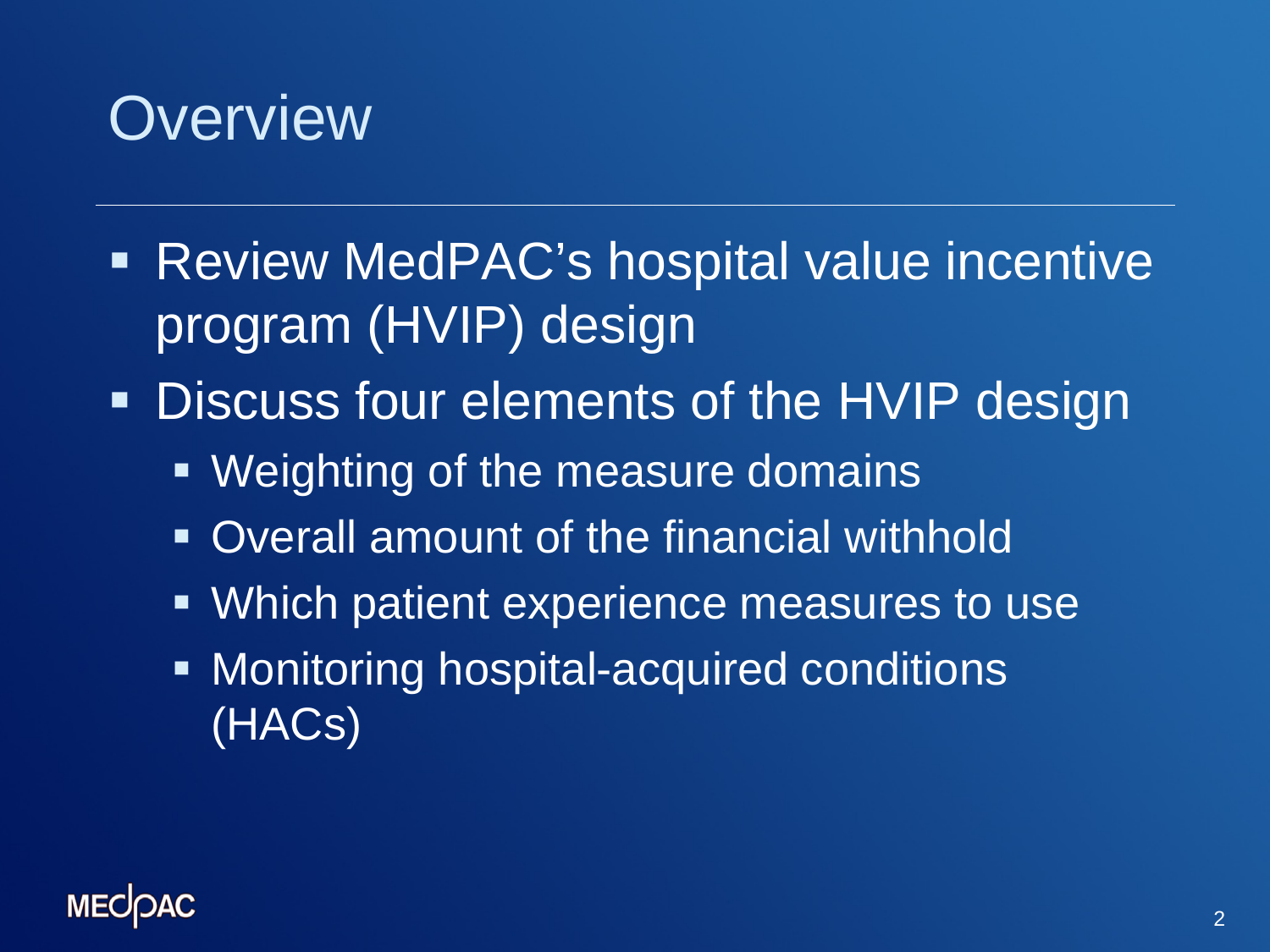# Overview

- Review MedPAC's hospital value incentive program (HVIP) design
- Discuss four elements of the HVIP design
  - Weighting of the measure domains
  - Overall amount of the financial withhold
  - Which patient experience measures to use
  - Monitoring hospital-acquired conditions (HACs)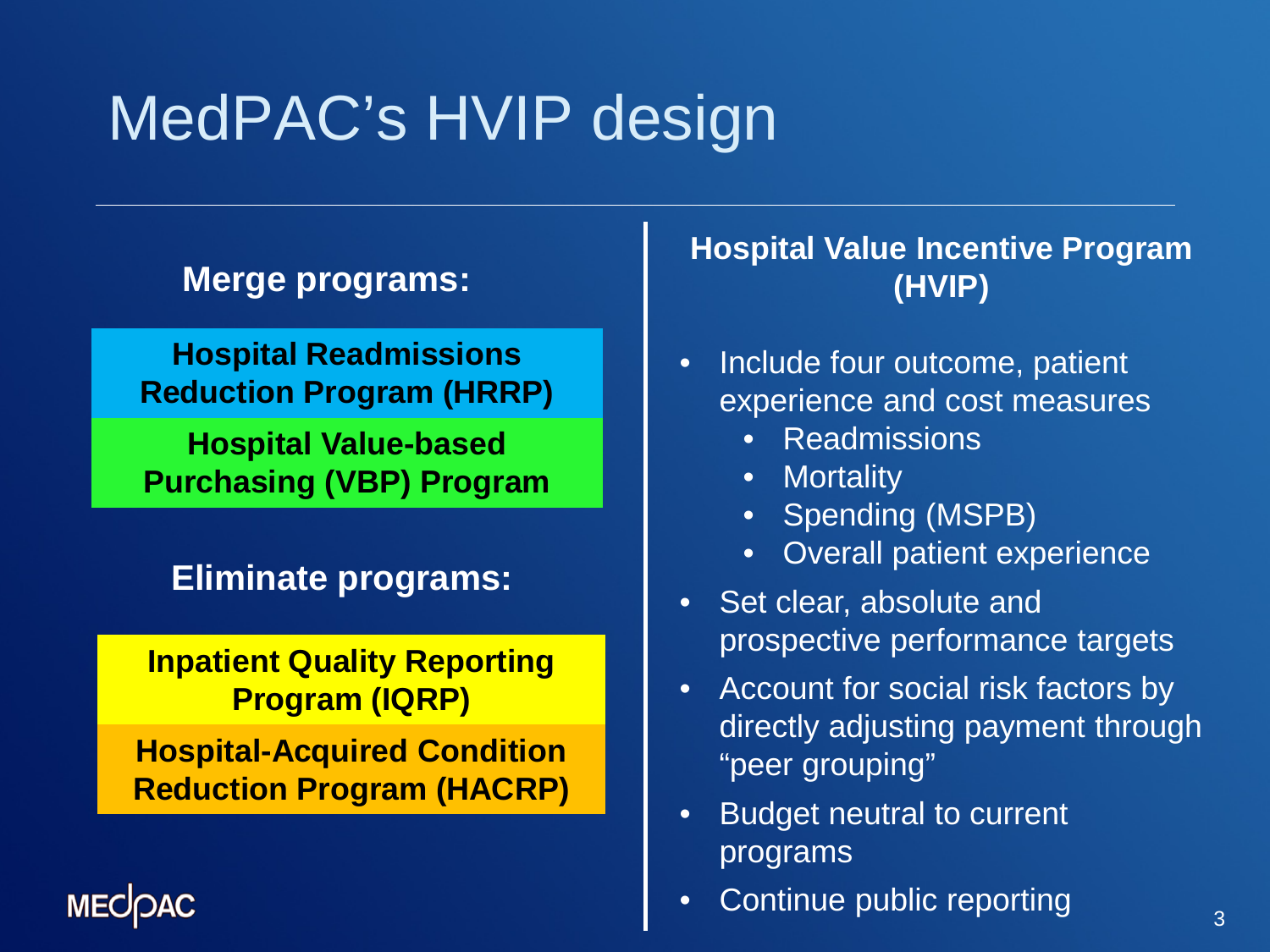# MedPAC's HVIP design

**Merge programs:**

- **Hospital Readmissions Reduction Program (HRRP)**
- **Hospital Value-based Purchasing (VBP) Program**

**Eliminate programs:**

- **Inpatient Quality Reporting Program (IQRP)**
- **Hospital-Acquired Condition Reduction Program (HACRP)**

**Hospital Value Incentive Program (HVIP)**

- Include four outcome, patient experience and cost measures
  - Readmissions
  - Mortality
  - Spending (MSPB)
  - Overall patient experience
- Set clear, absolute and prospective performance targets
- Account for social risk factors by directly adjusting payment through "peer grouping"
- Budget neutral to current programs
- Continue public reporting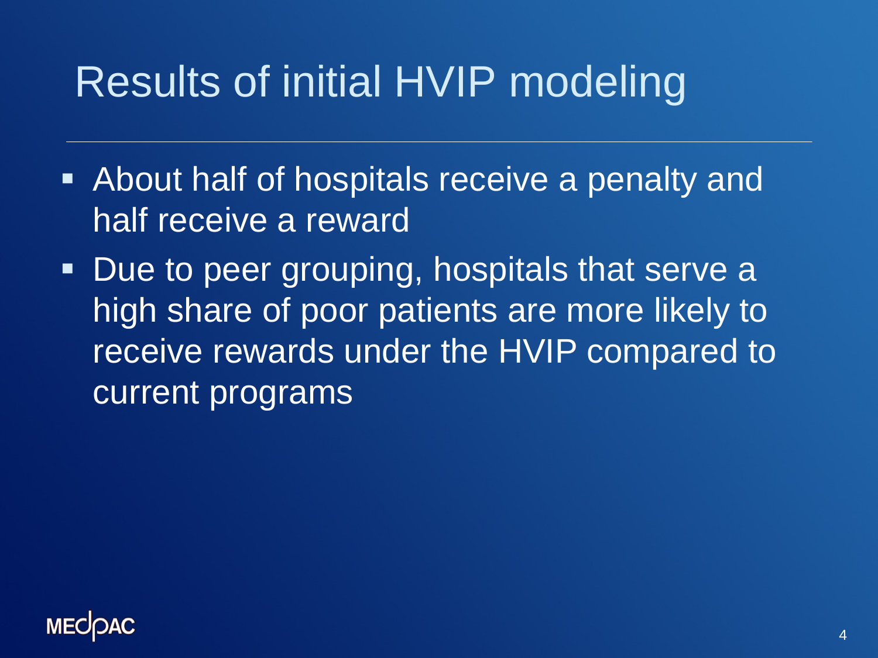# Results of initial HVIP modeling

- About half of hospitals receive a penalty and half receive a reward
- Due to peer grouping, hospitals that serve a high share of poor patients are more likely to receive rewards under the HVIP compared to current programs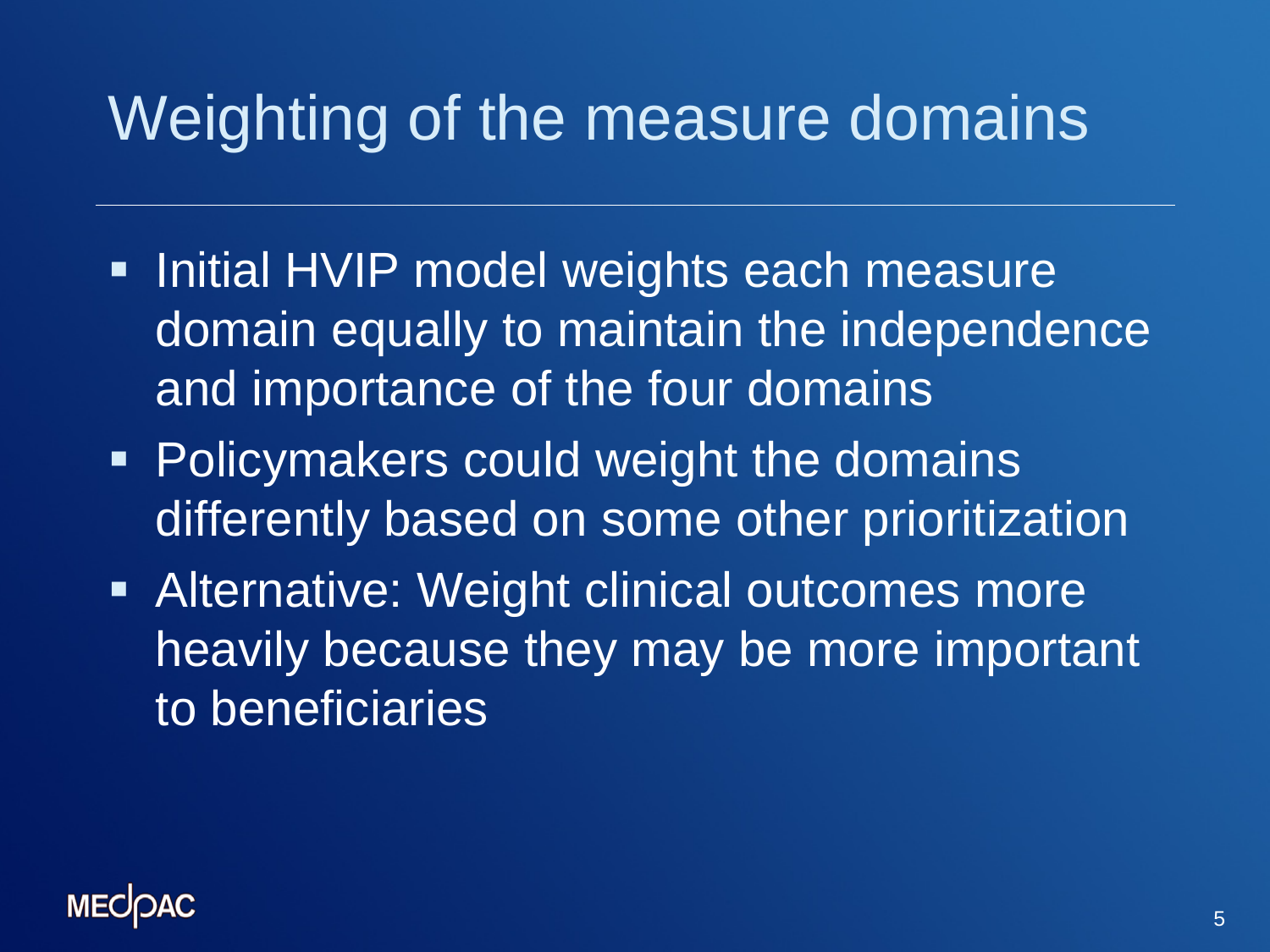# Weighting of the measure domains

- Initial HVIP model weights each measure domain equally to maintain the independence and importance of the four domains
- Policymakers could weight the domains differently based on some other prioritization
- Alternative: Weight clinical outcomes more heavily because they may be more important to beneficiaries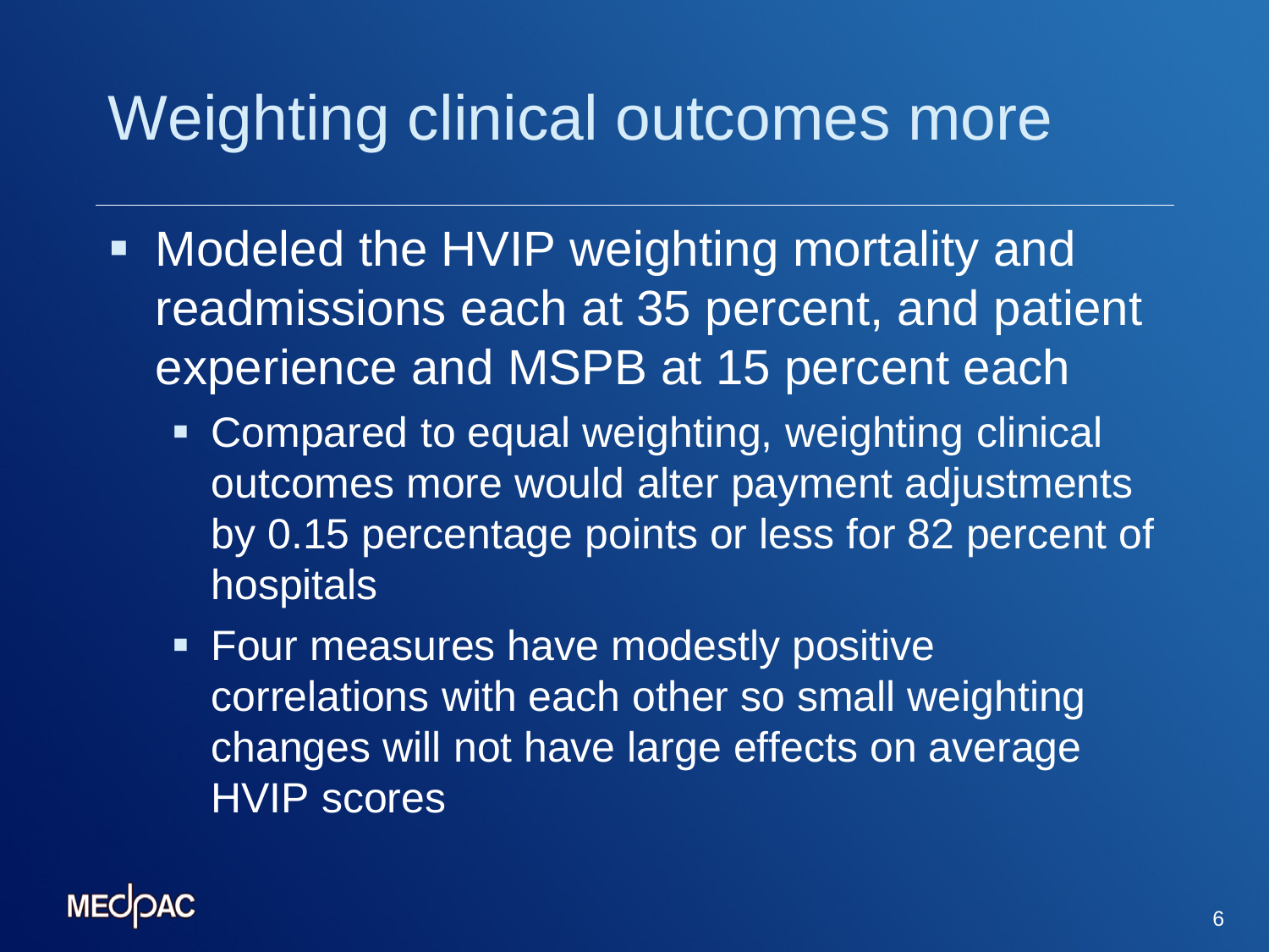# Weighting clinical outcomes more

- Modeled the HVIP weighting mortality and readmissions each at 35 percent, and patient experience and MSPB at 15 percent each
  - Compared to equal weighting, weighting clinical outcomes more would alter payment adjustments by 0.15 percentage points or less for 82 percent of hospitals
  - Four measures have modestly positive correlations with each other so small weighting changes will not have large effects on average HVIP scores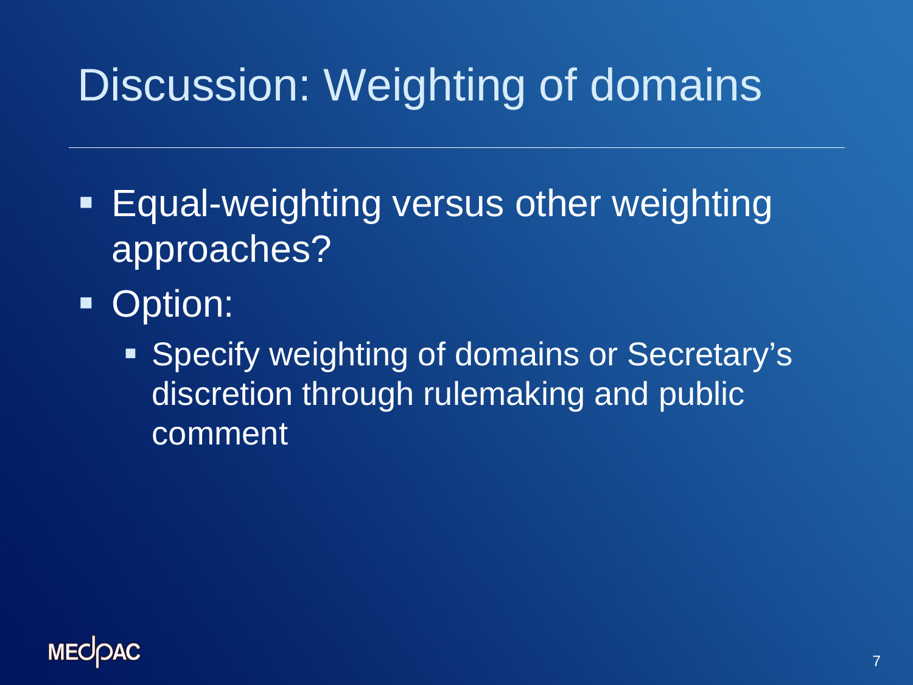# Discussion: Weighting of domains

- Equal-weighting versus other weighting approaches?
- Option:
  - Specify weighting of domains or Secretary's discretion through rulemaking and public comment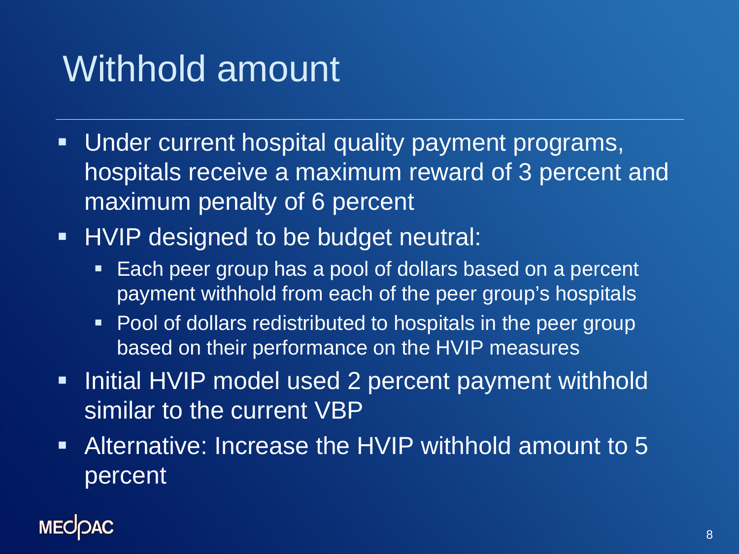# Withhold amount

- Under current hospital quality payment programs, hospitals receive a maximum reward of 3 percent and maximum penalty of 6 percent
- HVIP designed to be budget neutral:
  - Each peer group has a pool of dollars based on a percent payment withhold from each of the peer group's hospitals
  - Pool of dollars redistributed to hospitals in the peer group based on their performance on the HVIP measures
- Initial HVIP model used 2 percent payment withhold similar to the current VBP
- Alternative: Increase the HVIP withhold amount to 5 percent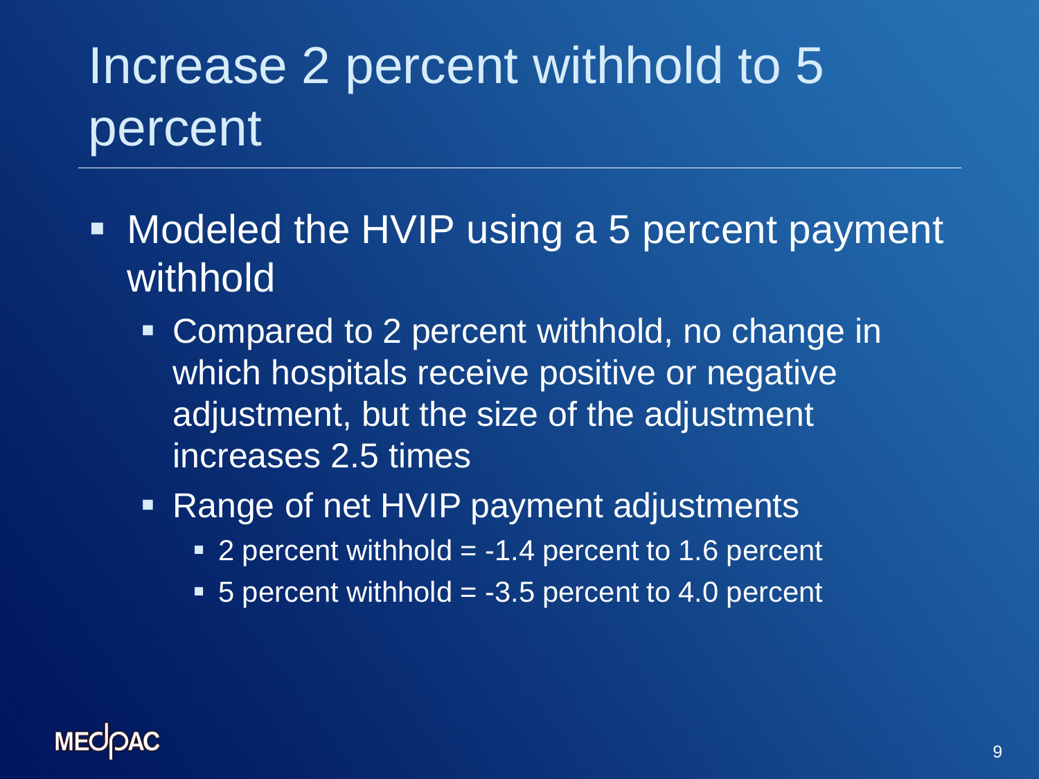# Increase 2 percent withhold to 5 percent

- Modeled the HVIP using a 5 percent payment withhold
  - Compared to 2 percent withhold, no change in which hospitals receive positive or negative adjustment, but the size of the adjustment increases 2.5 times
  - Range of net HVIP payment adjustments
    - 2 percent withhold = -1.4 percent to 1.6 percent
    - 5 percent withhold = -3.5 percent to 4.0 percent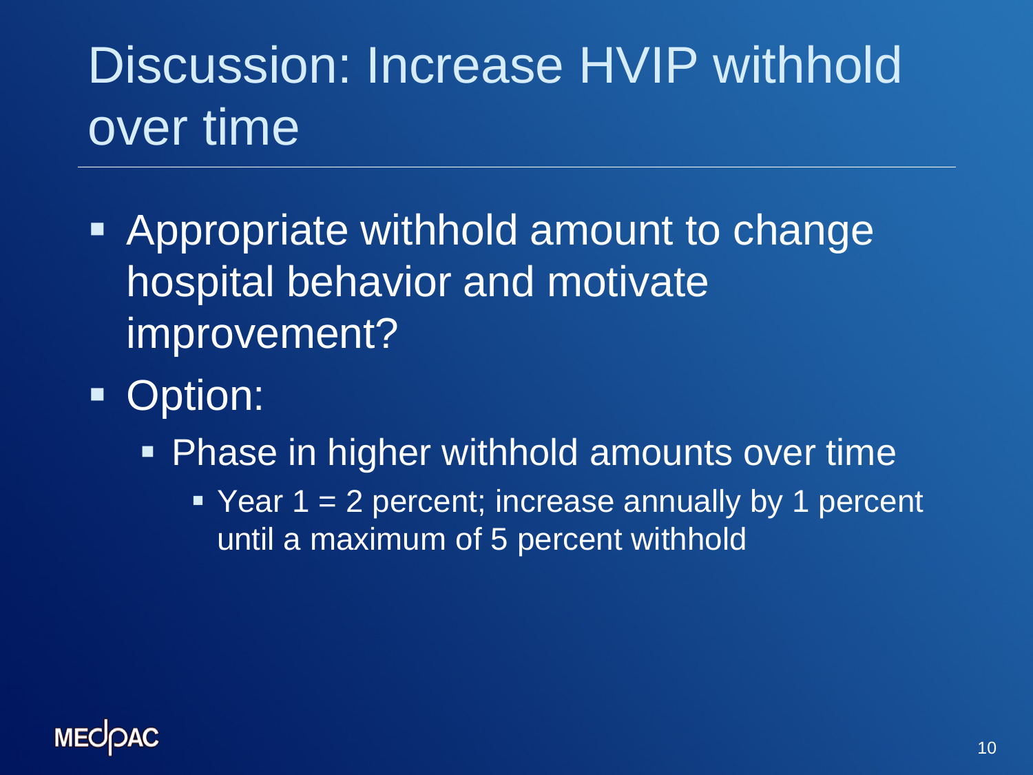# Discussion: Increase HVIP withhold over time

- Appropriate withhold amount to change hospital behavior and motivate improvement?
- Option:
  - Phase in higher withhold amounts over time
    - Year 1 = 2 percent; increase annually by 1 percent until a maximum of 5 percent withhold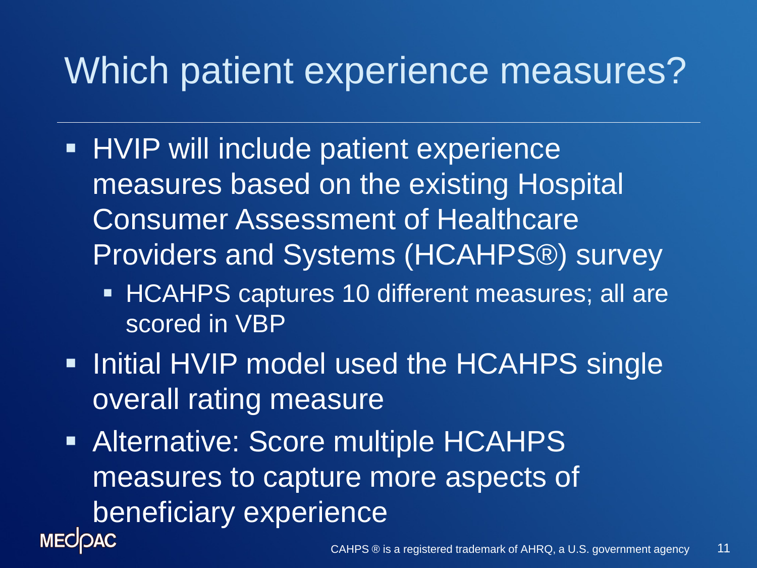# Which patient experience measures?

- HVIP will include patient experience measures based on the existing Hospital Consumer Assessment of Healthcare Providers and Systems (HCAHPS®) survey
  - HCAHPS captures 10 different measures; all are scored in VBP
- Initial HVIP model used the HCAHPS single overall rating measure
- Alternative: Score multiple HCAHPS measures to capture more aspects of beneficiary experience

CAHPS ® is a registered trademark of AHRQ, a U.S. government agency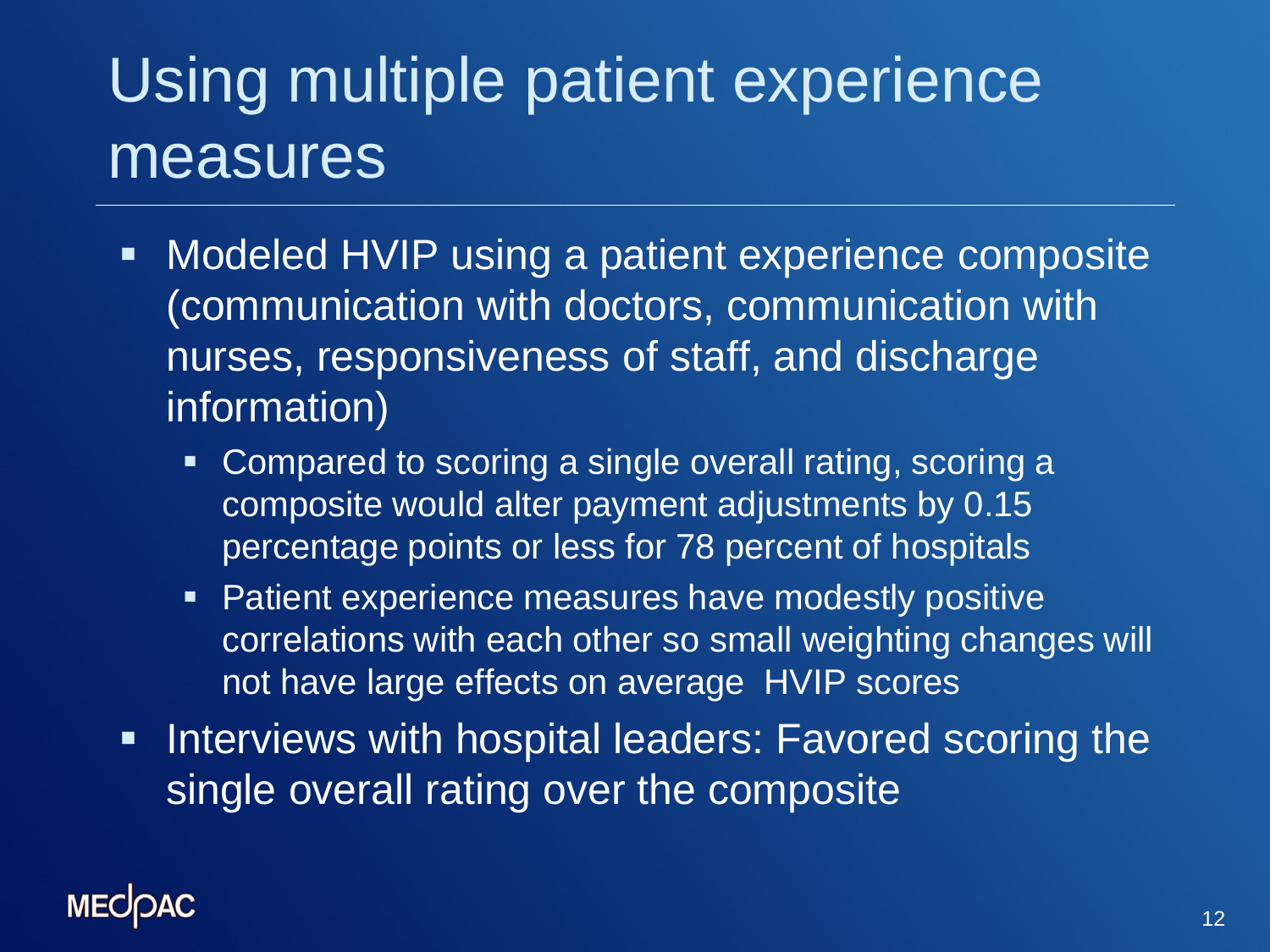# Using multiple patient experience measures

- Modeled HVIP using a patient experience composite (communication with doctors, communication with nurses, responsiveness of staff, and discharge information)
  - Compared to scoring a single overall rating, scoring a composite would alter payment adjustments by 0.15 percentage points or less for 78 percent of hospitals
  - Patient experience measures have modestly positive correlations with each other so small weighting changes will not have large effects on average HVIP scores
- Interviews with hospital leaders: Favored scoring the single overall rating over the composite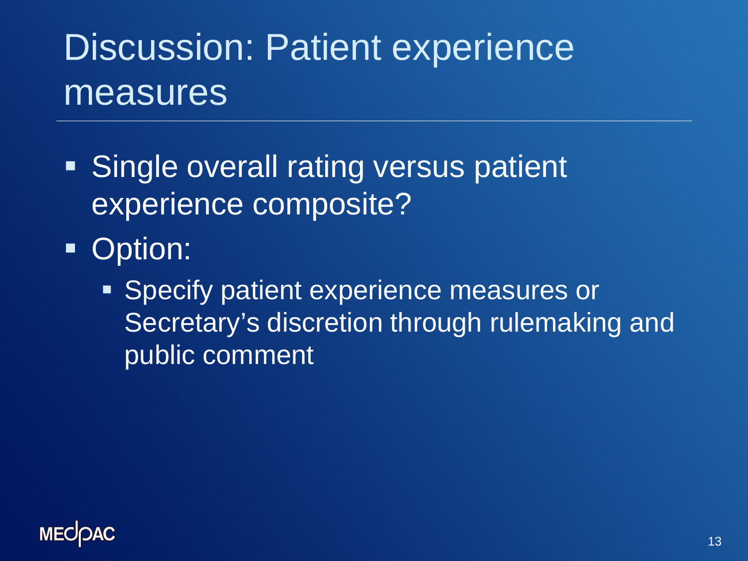# Discussion: Patient experience measures

- Single overall rating versus patient experience composite?
- Option:
  - Specify patient experience measures or Secretary's discretion through rulemaking and public comment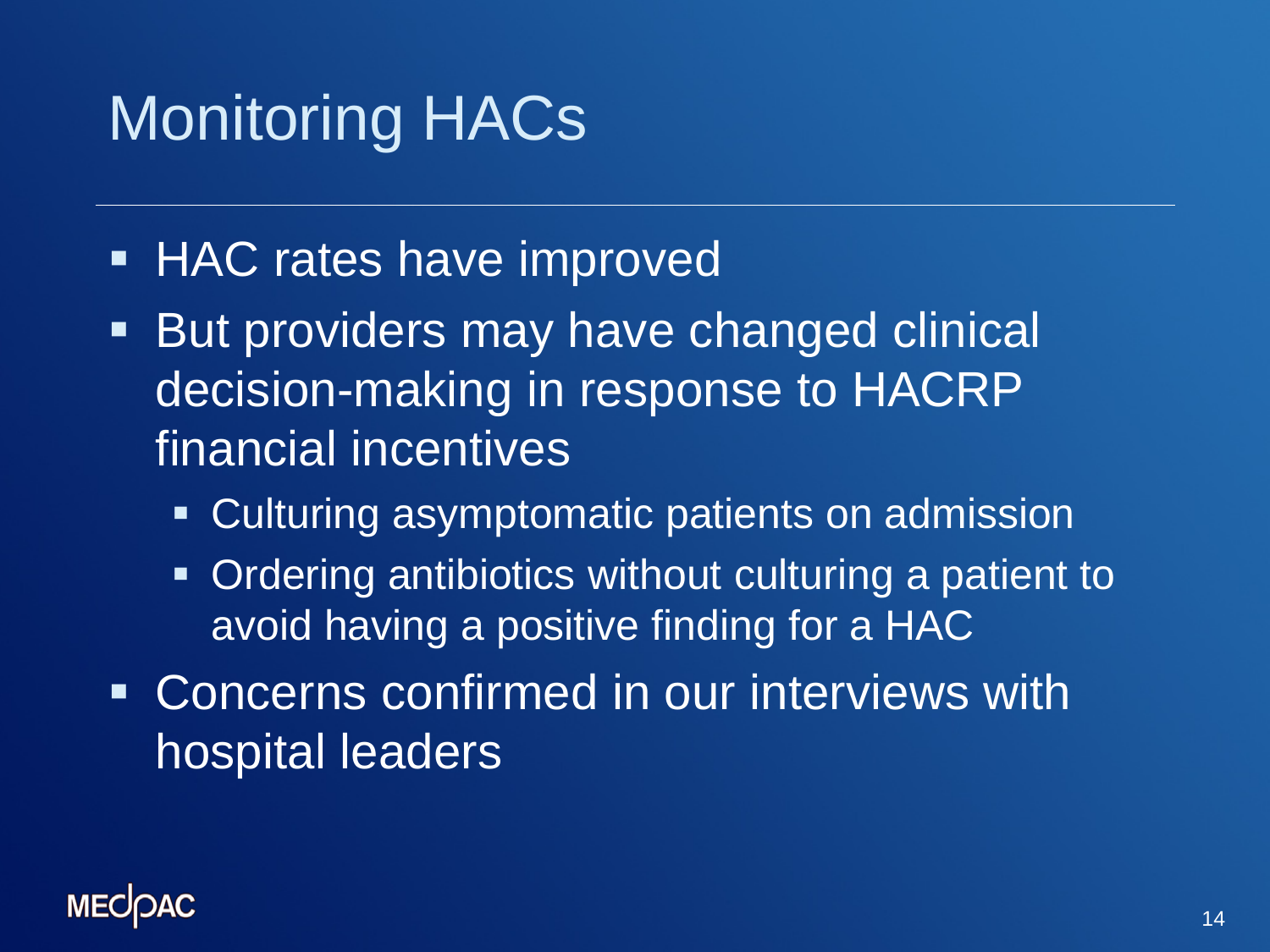# Monitoring HACs

- HAC rates have improved
- But providers may have changed clinical decision-making in response to HACRP financial incentives
  - Culturing asymptomatic patients on admission
  - Ordering antibiotics without culturing a patient to avoid having a positive finding for a HAC
- Concerns confirmed in our interviews with hospital leaders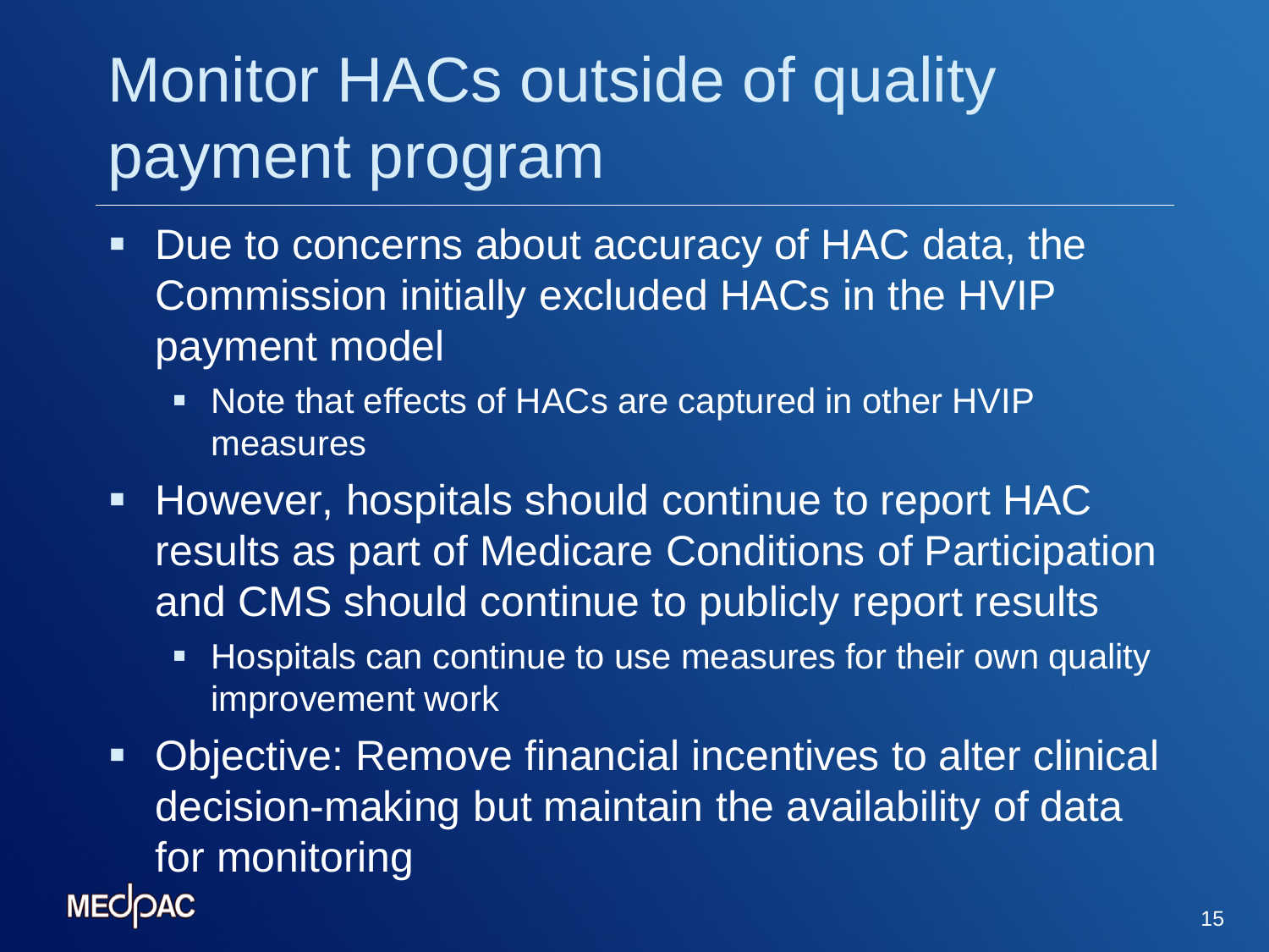# Monitor HACs outside of quality payment program

- Due to concerns about accuracy of HAC data, the Commission initially excluded HACs in the HVIP payment model
  - Note that effects of HACs are captured in other HVIP measures
- However, hospitals should continue to report HAC results as part of Medicare Conditions of Participation and CMS should continue to publicly report results
  - Hospitals can continue to use measures for their own quality improvement work
- Objective: Remove financial incentives to alter clinical decision-making but maintain the availability of data for monitoring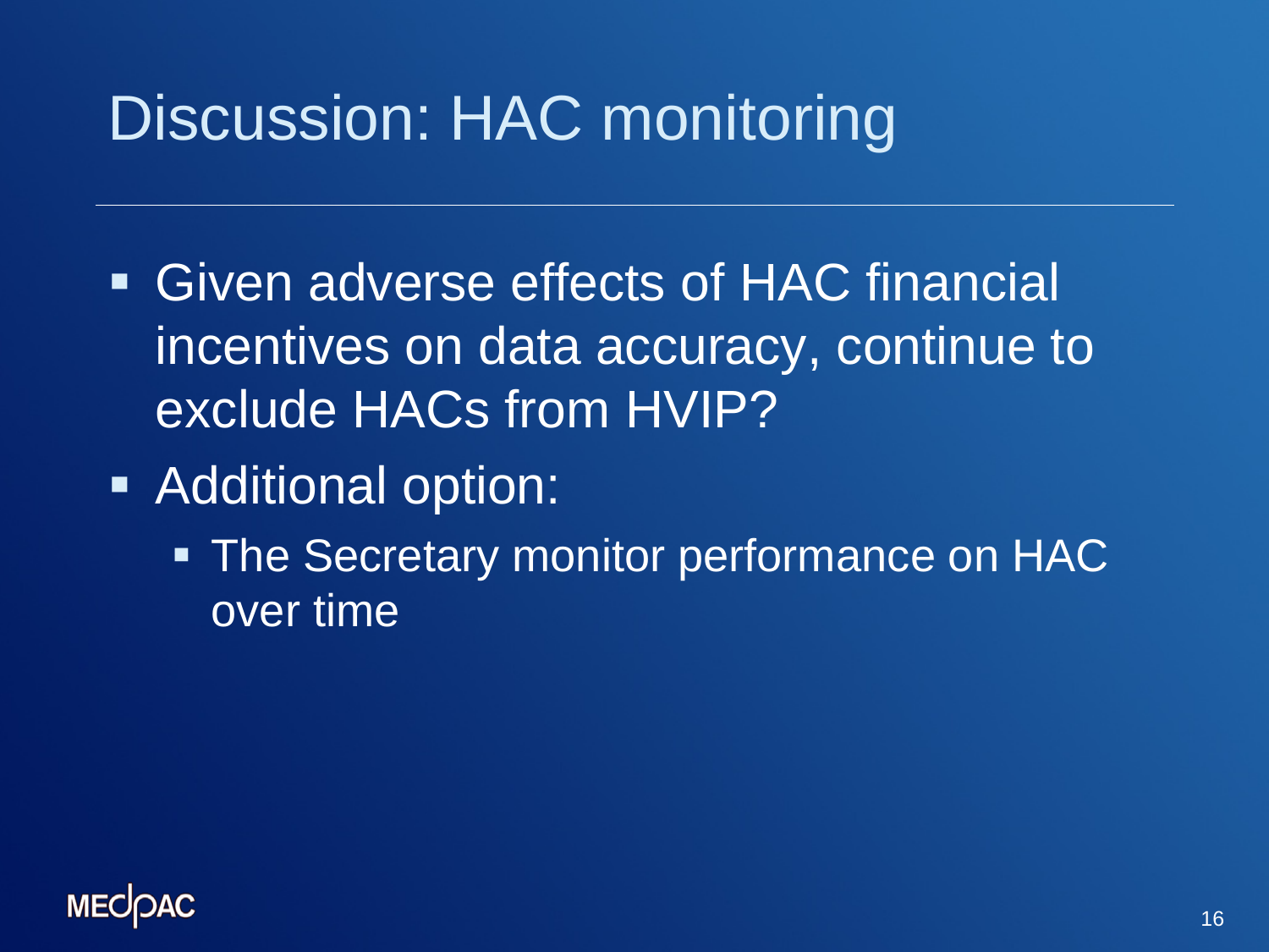# Discussion: HAC monitoring

- Given adverse effects of HAC financial incentives on data accuracy, continue to exclude HACs from HVIP?
- Additional option:
  - The Secretary monitor performance on HAC over time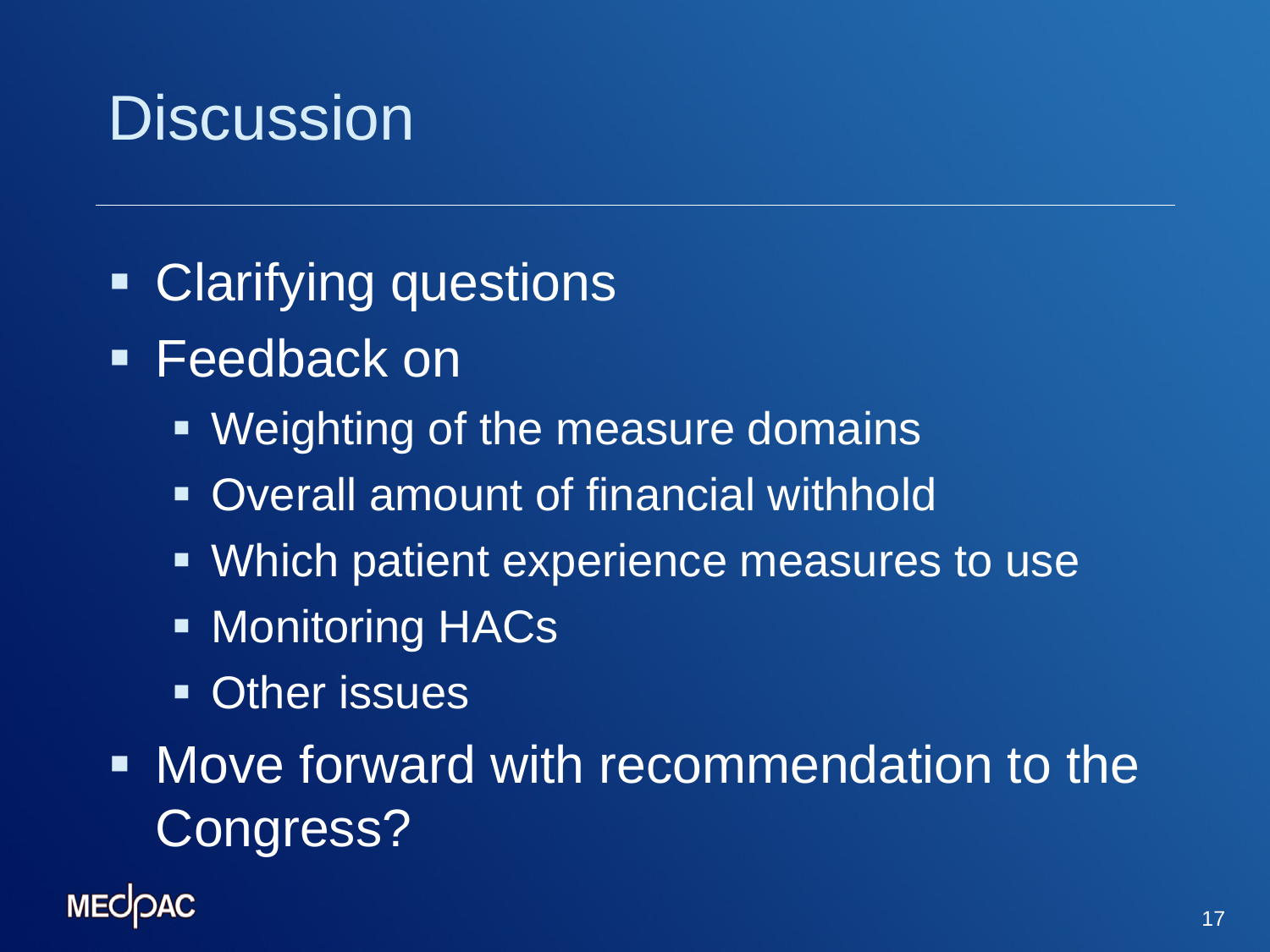# Discussion

- Clarifying questions
- Feedback on
  - Weighting of the measure domains
  - Overall amount of financial withhold
  - Which patient experience measures to use
  - Monitoring HACs
  - Other issues
- Move forward with recommendation to the Congress?